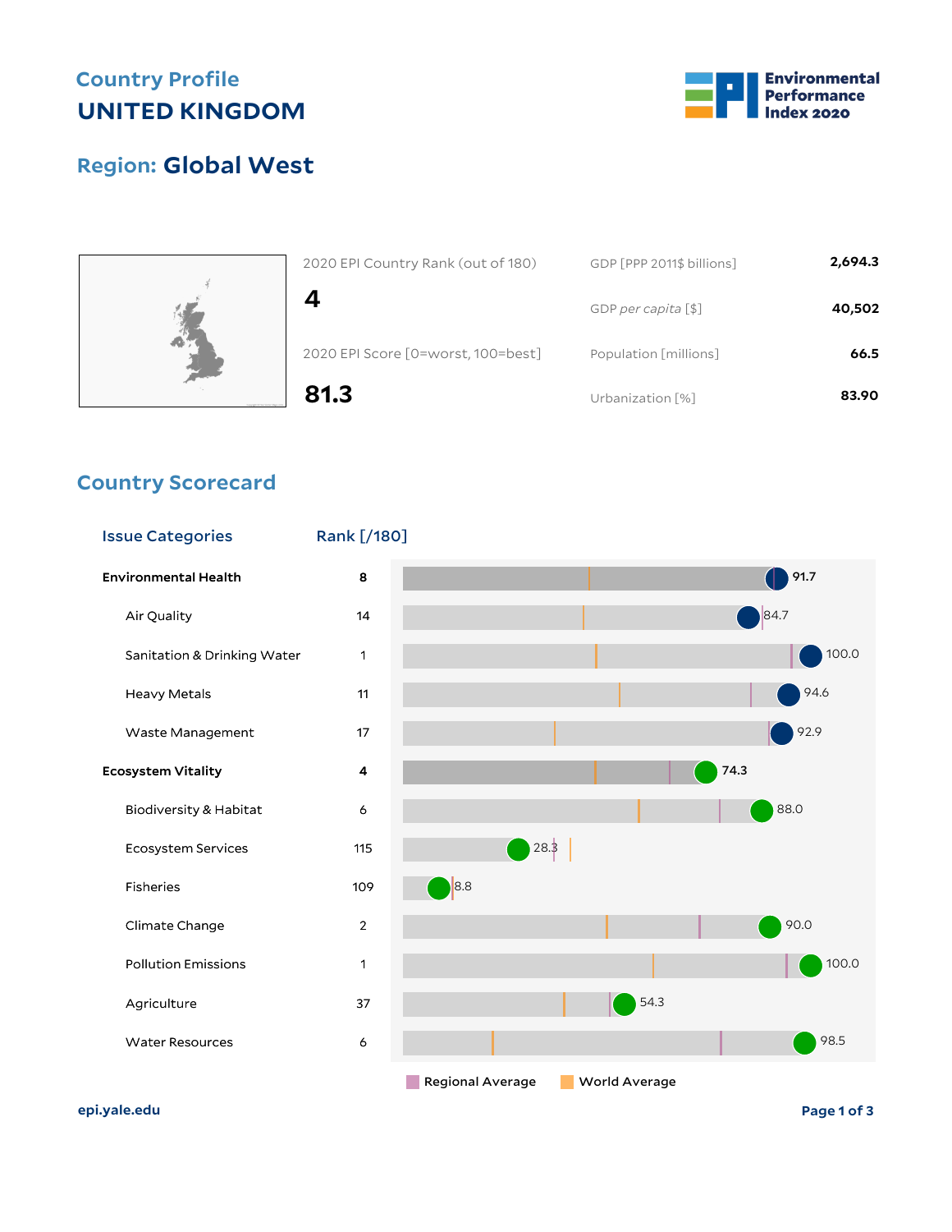## Country Profile

# UNITED KINGDOM

Environmental Performance Index 2020

## Region: Global West

2020 EPI Country Rank (out of 180)

**4**

2020 EPI Score [0=worst, 100=best]

**81.3**

| | |
|---|---|
| GDP [PPP 2011$ billions] | 2,694.3 |
| GDP *per capita* [$] | 40,502 |
| Population [millions] | 66.5 |
| Urbanization [%] | 83.90 |

## Country Scorecard

Issue Categories

Rank [/180]

**Environmental Health** 8 — 91.7

Air Quality 14 — 84.7

Sanitation & Drinking Water 1 — 100.0

Heavy Metals 11 — 94.6

Waste Management 17 — 92.9

**Ecosystem Vitality** 4 — 74.3

Biodiversity & Habitat 6 — 88.0

Ecosystem Services 115 — 28.3

Fisheries 109 — 8.8

Climate Change 2 — 90.0

Pollution Emissions 1 — 100.0

Agriculture 37 — 54.3

Water Resources 6 — 98.5

Regional Average

World Average

epi.yale.edu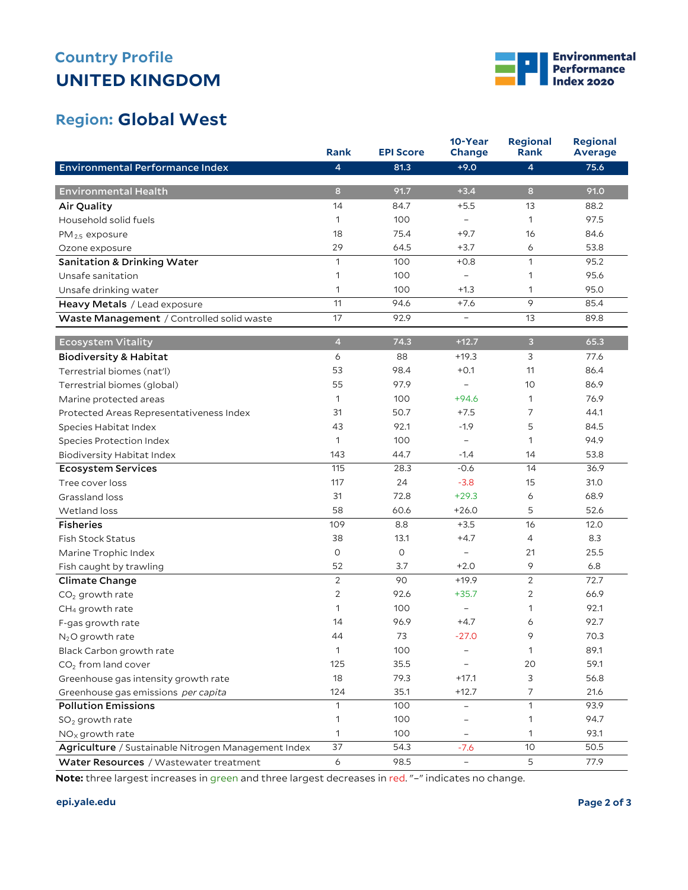## Country Profile

# UNITED KINGDOM

## Region: **Global West**

| | Rank | EPI Score | 10-Year Change | Regional Rank | Regional Average |
|---|---|---|---|---|---|
| **Environmental Performance Index** | 4 | 81.3 | +9.0 | 4 | 75.6 |
| **Environmental Health** | 8 | 91.7 | +3.4 | 8 | 91.0 |
| **Air Quality** | 14 | 84.7 | +5.5 | 13 | 88.2 |
| Household solid fuels | 1 | 100 | – | 1 | 97.5 |
| $PM_{2.5}$ exposure | 18 | 75.4 | +9.7 | 16 | 84.6 |
| Ozone exposure | 29 | 64.5 | +3.7 | 6 | 53.8 |
| **Sanitation & Drinking Water** | 1 | 100 | +0.8 | 1 | 95.2 |
| Unsafe sanitation | 1 | 100 | – | 1 | 95.6 |
| Unsafe drinking water | 1 | 100 | +1.3 | 1 | 95.0 |
| **Heavy Metals** / Lead exposure | 11 | 94.6 | +7.6 | 9 | 85.4 |
| **Waste Management** / Controlled solid waste | 17 | 92.9 | – | 13 | 89.8 |
| **Ecosystem Vitality** | 4 | 74.3 | +12.7 | 3 | 65.3 |
| **Biodiversity & Habitat** | 6 | 88 | +19.3 | 3 | 77.6 |
| Terrestrial biomes (nat'l) | 53 | 98.4 | +0.1 | 11 | 86.4 |
| Terrestrial biomes (global) | 55 | 97.9 | – | 10 | 86.9 |
| Marine protected areas | 1 | 100 | +94.6 | 1 | 76.9 |
| Protected Areas Representativeness Index | 31 | 50.7 | +7.5 | 7 | 44.1 |
| Species Habitat Index | 43 | 92.1 | -1.9 | 5 | 84.5 |
| Species Protection Index | 1 | 100 | – | 1 | 94.9 |
| Biodiversity Habitat Index | 143 | 44.7 | -1.4 | 14 | 53.8 |
| **Ecosystem Services** | 115 | 28.3 | -0.6 | 14 | 36.9 |
| Tree cover loss | 117 | 24 | -3.8 | 15 | 31.0 |
| Grassland loss | 31 | 72.8 | +29.3 | 6 | 68.9 |
| Wetland loss | 58 | 60.6 | +26.0 | 5 | 52.6 |
| **Fisheries** | 109 | 8.8 | +3.5 | 16 | 12.0 |
| Fish Stock Status | 38 | 13.1 | +4.7 | 4 | 8.3 |
| Marine Trophic Index | 0 | 0 | – | 21 | 25.5 |
| Fish caught by trawling | 52 | 3.7 | +2.0 | 9 | 6.8 |
| **Climate Change** | 2 | 90 | +19.9 | 2 | 72.7 |
| $CO_2$ growth rate | 2 | 92.6 | +35.7 | 2 | 66.9 |
| $CH_4$ growth rate | 1 | 100 | – | 1 | 92.1 |
| F-gas growth rate | 14 | 96.9 | +4.7 | 6 | 92.7 |
| $N_2O$ growth rate | 44 | 73 | -27.0 | 9 | 70.3 |
| Black Carbon growth rate | 1 | 100 | – | 1 | 89.1 |
| $CO_2$ from land cover | 125 | 35.5 | – | 20 | 59.1 |
| Greenhouse gas intensity growth rate | 18 | 79.3 | +17.1 | 3 | 56.8 |
| Greenhouse gas emissions *per capita* | 124 | 35.1 | +12.7 | 7 | 21.6 |
| **Pollution Emissions** | 1 | 100 | – | 1 | 93.9 |
| $SO_2$ growth rate | 1 | 100 | – | 1 | 94.7 |
| $NO_X$ growth rate | 1 | 100 | – | 1 | 93.1 |
| **Agriculture** / Sustainable Nitrogen Management Index | 37 | 54.3 | -7.6 | 10 | 50.5 |
| **Water Resources** / Wastewater treatment | 6 | 98.5 | – | 5 | 77.9 |

**Note:** three largest increases in green and three largest decreases in red. "–" indicates no change.

epi.yale.edu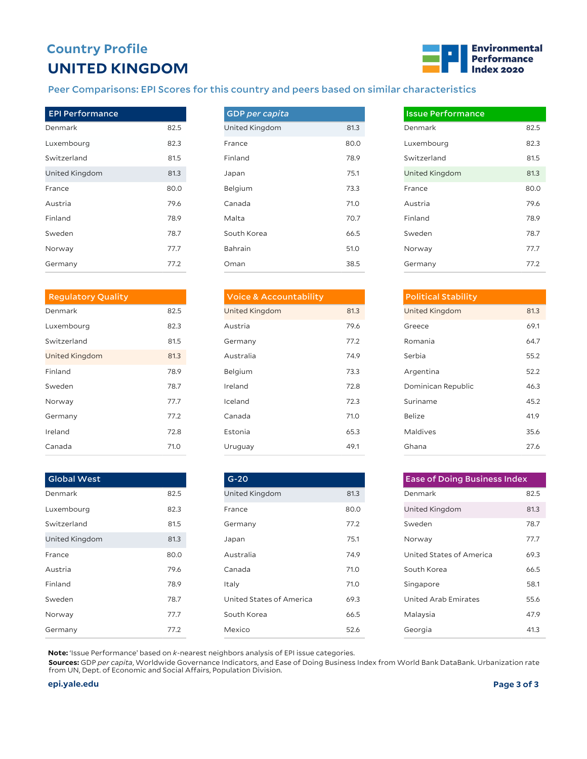# Country Profile

# UNITED KINGDOM

Environmental Performance Index 2020

## Peer Comparisons: EPI Scores for this country and peers based on similar characteristics

| EPI Performance | |
|---|---|
| Denmark | 82.5 |
| Luxembourg | 82.3 |
| Switzerland | 81.5 |
| United Kingdom | 81.3 |
| France | 80.0 |
| Austria | 79.6 |
| Finland | 78.9 |
| Sweden | 78.7 |
| Norway | 77.7 |
| Germany | 77.2 |

| GDP *per capita* | |
|---|---|
| United Kingdom | 81.3 |
| France | 80.0 |
| Finland | 78.9 |
| Japan | 75.1 |
| Belgium | 73.3 |
| Canada | 71.0 |
| Malta | 70.7 |
| South Korea | 66.5 |
| Bahrain | 51.0 |
| Oman | 38.5 |

| Issue Performance | |
|---|---|
| Denmark | 82.5 |
| Luxembourg | 82.3 |
| Switzerland | 81.5 |
| United Kingdom | 81.3 |
| France | 80.0 |
| Austria | 79.6 |
| Finland | 78.9 |
| Sweden | 78.7 |
| Norway | 77.7 |
| Germany | 77.2 |

| Regulatory Quality | |
|---|---|
| Denmark | 82.5 |
| Luxembourg | 82.3 |
| Switzerland | 81.5 |
| United Kingdom | 81.3 |
| Finland | 78.9 |
| Sweden | 78.7 |
| Norway | 77.7 |
| Germany | 77.2 |
| Ireland | 72.8 |
| Canada | 71.0 |

| Voice & Accountability | |
|---|---|
| United Kingdom | 81.3 |
| Austria | 79.6 |
| Germany | 77.2 |
| Australia | 74.9 |
| Belgium | 73.3 |
| Ireland | 72.8 |
| Iceland | 72.3 |
| Canada | 71.0 |
| Estonia | 65.3 |
| Uruguay | 49.1 |

| Political Stability | |
|---|---|
| United Kingdom | 81.3 |
| Greece | 69.1 |
| Romania | 64.7 |
| Serbia | 55.2 |
| Argentina | 52.2 |
| Dominican Republic | 46.3 |
| Suriname | 45.2 |
| Belize | 41.9 |
| Maldives | 35.6 |
| Ghana | 27.6 |

| Global West | |
|---|---|
| Denmark | 82.5 |
| Luxembourg | 82.3 |
| Switzerland | 81.5 |
| United Kingdom | 81.3 |
| France | 80.0 |
| Austria | 79.6 |
| Finland | 78.9 |
| Sweden | 78.7 |
| Norway | 77.7 |
| Germany | 77.2 |

| G-20 | |
|---|---|
| United Kingdom | 81.3 |
| France | 80.0 |
| Germany | 77.2 |
| Japan | 75.1 |
| Australia | 74.9 |
| Canada | 71.0 |
| Italy | 71.0 |
| United States of America | 69.3 |
| South Korea | 66.5 |
| Mexico | 52.6 |

| Ease of Doing Business Index | |
|---|---|
| Denmark | 82.5 |
| United Kingdom | 81.3 |
| Sweden | 78.7 |
| Norway | 77.7 |
| United States of America | 69.3 |
| South Korea | 66.5 |
| Singapore | 58.1 |
| United Arab Emirates | 55.6 |
| Malaysia | 47.9 |
| Georgia | 41.3 |

**Note:** 'Issue Performance' based on *k*-nearest neighbors analysis of EPI issue categories.

**Sources:** GDP *per capita*, Worldwide Governance Indicators, and Ease of Doing Business Index from World Bank DataBank. Urbanization rate from UN, Dept. of Economic and Social Affairs, Population Division.

**epi.yale.edu**